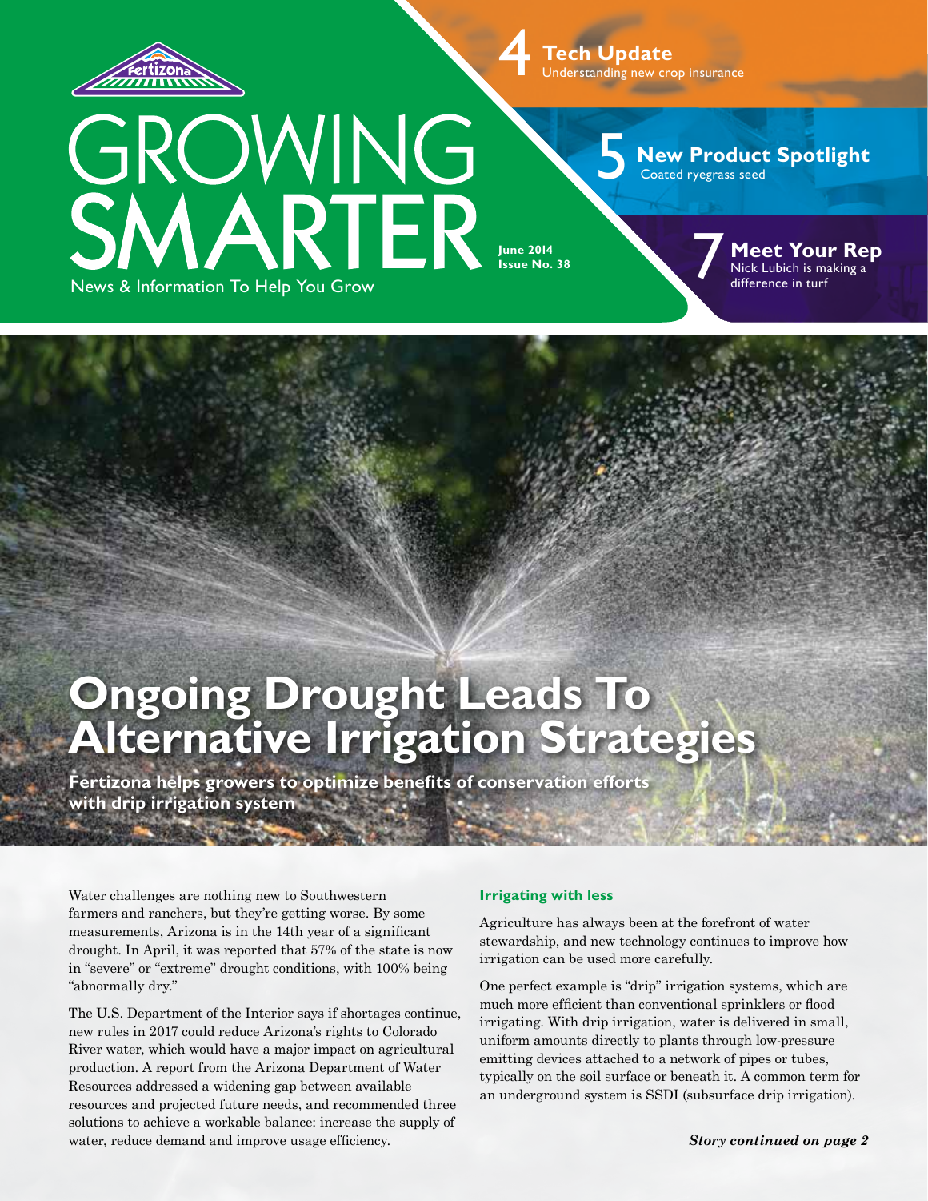Fertizona

# GROWING SMARTER

News & Information To Help You Grow

June 2014
Issue No. 38

**4 Tech Update**
Understanding new crop insurance

**5 New Product Spotlight**
Coated ryegrass seed

**7 Meet Your Rep**
Nick Lubich is making a difference in turf

# Ongoing Drought Leads To Alternative Irrigation Strategies

**Fertizona helps growers to optimize benefits of conservation efforts with drip irrigation system**

Water challenges are nothing new to Southwestern farmers and ranchers, but they're getting worse. By some measurements, Arizona is in the 14th year of a significant drought. In April, it was reported that 57% of the state is now in "severe" or "extreme" drought conditions, with 100% being "abnormally dry."

The U.S. Department of the Interior says if shortages continue, new rules in 2017 could reduce Arizona's rights to Colorado River water, which would have a major impact on agricultural production. A report from the Arizona Department of Water Resources addressed a widening gap between available resources and projected future needs, and recommended three solutions to achieve a workable balance: increase the supply of water, reduce demand and improve usage efficiency.

### Irrigating with less

Agriculture has always been at the forefront of water stewardship, and new technology continues to improve how irrigation can be used more carefully.

One perfect example is "drip" irrigation systems, which are much more efficient than conventional sprinklers or flood irrigating. With drip irrigation, water is delivered in small, uniform amounts directly to plants through low-pressure emitting devices attached to a network of pipes or tubes, typically on the soil surface or beneath it. A common term for an underground system is SSDI (subsurface drip irrigation).

***Story continued on page 2***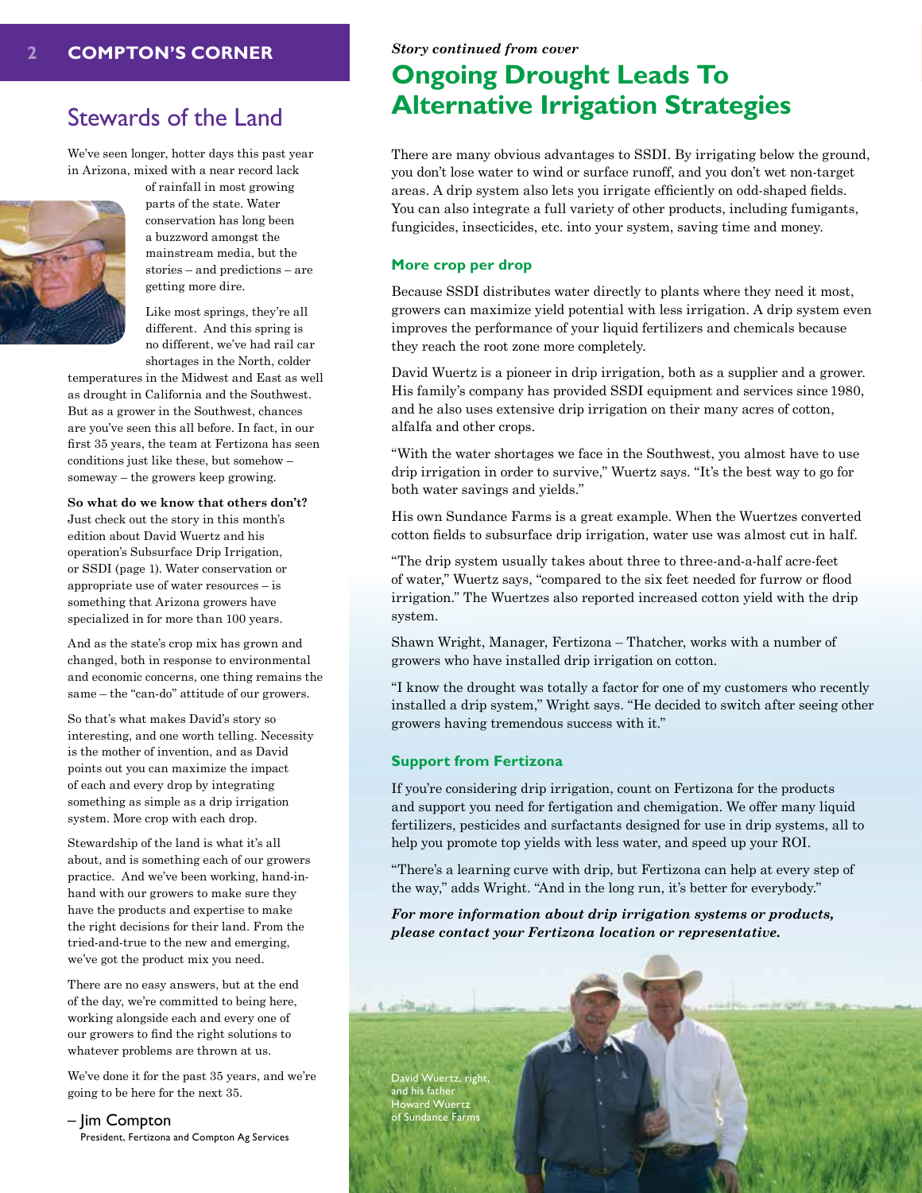## Compton's Corner

# Stewards of the Land

We've seen longer, hotter days this past year in Arizona, mixed with a near record lack of rainfall in most growing parts of the state. Water conservation has long been a buzzword amongst the mainstream media, but the stories – and predictions – are getting more dire.

Like most springs, they're all different. And this spring is no different, we've had rail car shortages in the North, colder temperatures in the Midwest and East as well as drought in California and the Southwest. But as a grower in the Southwest, chances are you've seen this all before. In fact, in our first 35 years, the team at Fertizona has seen conditions just like these, but somehow – someway – the growers keep growing.

**So what do we know that others don't?** Just check out the story in this month's edition about David Wuertz and his operation's Subsurface Drip Irrigation, or SSDI (page 1). Water conservation or appropriate use of water resources – is something that Arizona growers have specialized in for more than 100 years.

And as the state's crop mix has grown and changed, both in response to environmental and economic concerns, one thing remains the same – the "can-do" attitude of our growers.

So that's what makes David's story so interesting, and one worth telling. Necessity is the mother of invention, and as David points out you can maximize the impact of each and every drop by integrating something as simple as a drip irrigation system. More crop with each drop.

Stewardship of the land is what it's all about, and is something each of our growers practice. And we've been working, hand-in-hand with our growers to make sure they have the products and expertise to make the right decisions for their land. From the tried-and-true to the new and emerging, we've got the product mix you need.

There are no easy answers, but at the end of the day, we're committed to being here, working alongside each and every one of our growers to find the right solutions to whatever problems are thrown at us.

We've done it for the past 35 years, and we're going to be here for the next 35.

– Jim Compton
President, Fertizona and Compton Ag Services

*Story continued from cover*

# Ongoing Drought Leads To Alternative Irrigation Strategies

There are many obvious advantages to SSDI. By irrigating below the ground, you don't lose water to wind or surface runoff, and you don't wet non-target areas. A drip system also lets you irrigate efficiently on odd-shaped fields. You can also integrate a full variety of other products, including fumigants, fungicides, insecticides, etc. into your system, saving time and money.

### More crop per drop

Because SSDI distributes water directly to plants where they need it most, growers can maximize yield potential with less irrigation. A drip system even improves the performance of your liquid fertilizers and chemicals because they reach the root zone more completely.

David Wuertz is a pioneer in drip irrigation, both as a supplier and a grower. His family's company has provided SSDI equipment and services since 1980, and he also uses extensive drip irrigation on their many acres of cotton, alfalfa and other crops.

"With the water shortages we face in the Southwest, you almost have to use drip irrigation in order to survive," Wuertz says. "It's the best way to go for both water savings and yields."

His own Sundance Farms is a great example. When the Wuertzes converted cotton fields to subsurface drip irrigation, water use was almost cut in half.

"The drip system usually takes about three to three-and-a-half acre-feet of water," Wuertz says, "compared to the six feet needed for furrow or flood irrigation." The Wuertzes also reported increased cotton yield with the drip system.

Shawn Wright, Manager, Fertizona – Thatcher, works with a number of growers who have installed drip irrigation on cotton.

"I know the drought was totally a factor for one of my customers who recently installed a drip system," Wright says. "He decided to switch after seeing other growers having tremendous success with it."

### Support from Fertizona

If you're considering drip irrigation, count on Fertizona for the products and support you need for fertigation and chemigation. We offer many liquid fertilizers, pesticides and surfactants designed for use in drip systems, all to help you promote top yields with less water, and speed up your ROI.

"There's a learning curve with drip, but Fertizona can help at every step of the way," adds Wright. "And in the long run, it's better for everybody."

***For more information about drip irrigation systems or products, please contact your Fertizona location or representative.***

David Wuertz, right, and his father Howard Wuertz of Sundance Farms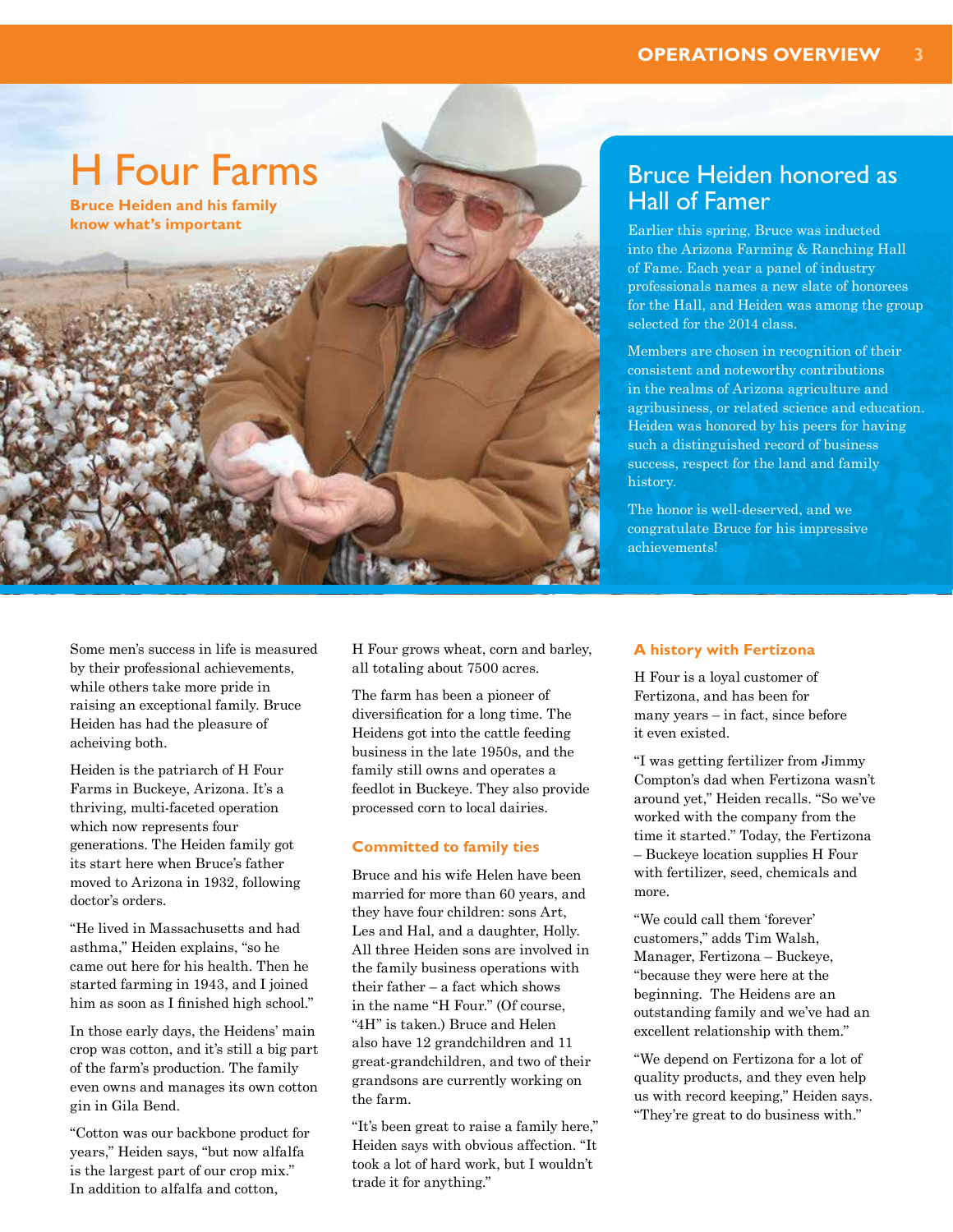# H Four Farms

**Bruce Heiden and his family know what's important**

## Bruce Heiden honored as Hall of Famer

Earlier this spring, Bruce was inducted into the Arizona Farming & Ranching Hall of Fame. Each year a panel of industry professionals names a new slate of honorees for the Hall, and Heiden was among the group selected for the 2014 class.

Members are chosen in recognition of their consistent and noteworthy contributions in the realms of Arizona agriculture and agribusiness, or related science and education. Heiden was honored by his peers for having such a distinguished record of business success, respect for the land and family history.

The honor is well-deserved, and we congratulate Bruce for his impressive achievements!

Some men's success in life is measured by their professional achievements, while others take more pride in raising an exceptional family. Bruce Heiden has had the pleasure of acheiving both.

Heiden is the patriarch of H Four Farms in Buckeye, Arizona. It's a thriving, multi-faceted operation which now represents four generations. The Heiden family got its start here when Bruce's father moved to Arizona in 1932, following doctor's orders.

"He lived in Massachusetts and had asthma," Heiden explains, "so he came out here for his health. Then he started farming in 1943, and I joined him as soon as I finished high school."

In those early days, the Heidens' main crop was cotton, and it's still a big part of the farm's production. The family even owns and manages its own cotton gin in Gila Bend.

"Cotton was our backbone product for years," Heiden says, "but now alfalfa is the largest part of our crop mix." In addition to alfalfa and cotton, H Four grows wheat, corn and barley, all totaling about 7500 acres.

The farm has been a pioneer of diversification for a long time. The Heidens got into the cattle feeding business in the late 1950s, and the family still owns and operates a feedlot in Buckeye. They also provide processed corn to local dairies.

### Committed to family ties

Bruce and his wife Helen have been married for more than 60 years, and they have four children: sons Art, Les and Hal, and a daughter, Holly. All three Heiden sons are involved in the family business operations with their father – a fact which shows in the name "H Four." (Of course, "4H" is taken.) Bruce and Helen also have 12 grandchildren and 11 great-grandchildren, and two of their grandsons are currently working on the farm.

"It's been great to raise a family here," Heiden says with obvious affection. "It took a lot of hard work, but I wouldn't trade it for anything."

### A history with Fertizona

H Four is a loyal customer of Fertizona, and has been for many years – in fact, since before it even existed.

"I was getting fertilizer from Jimmy Compton's dad when Fertizona wasn't around yet," Heiden recalls. "So we've worked with the company from the time it started." Today, the Fertizona – Buckeye location supplies H Four with fertilizer, seed, chemicals and more.

"We could call them 'forever' customers," adds Tim Walsh, Manager, Fertizona – Buckeye, "because they were here at the beginning. The Heidens are an outstanding family and we've had an excellent relationship with them."

"We depend on Fertizona for a lot of quality products, and they even help us with record keeping," Heiden says. "They're great to do business with."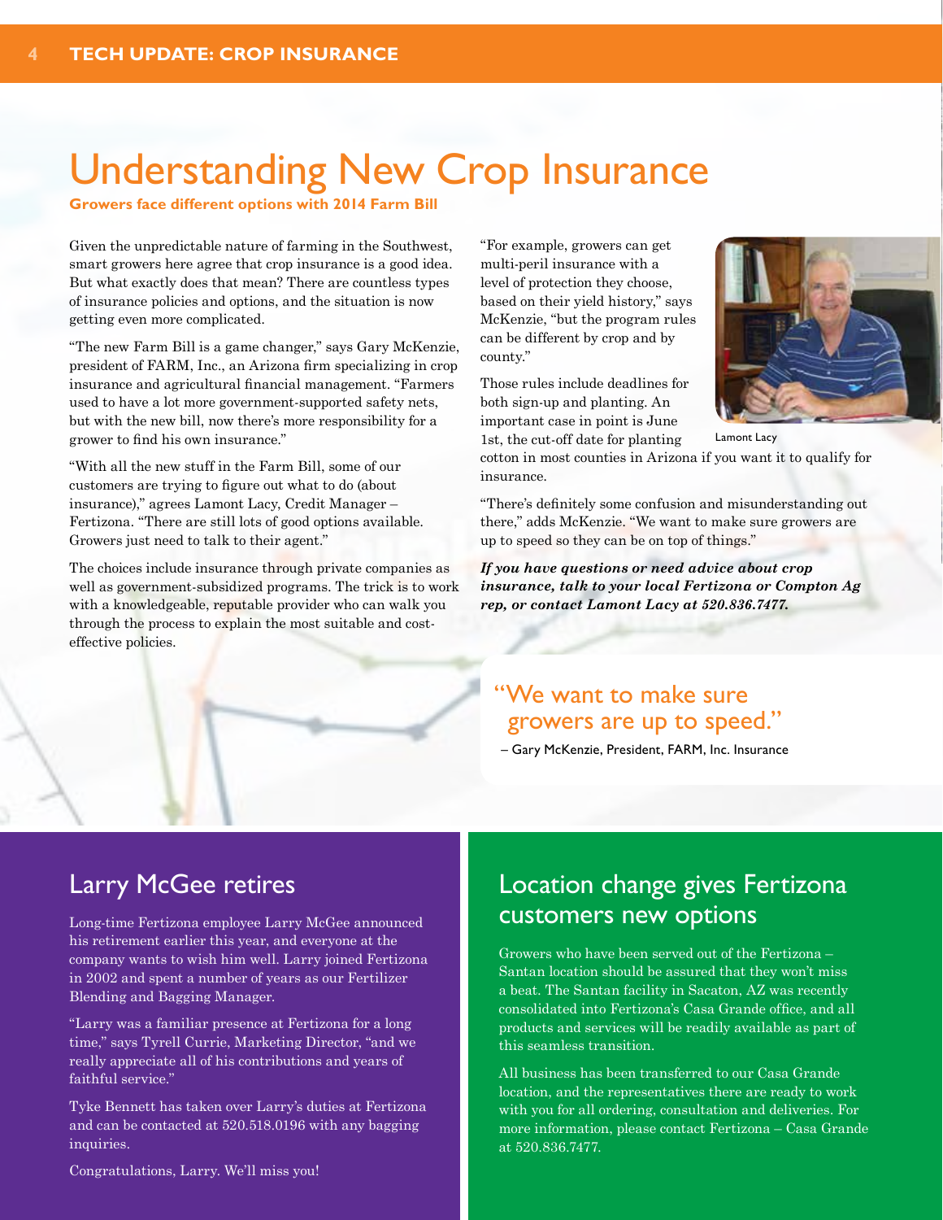# Understanding New Crop Insurance

**Growers face different options with 2014 Farm Bill**

Given the unpredictable nature of farming in the Southwest, smart growers here agree that crop insurance is a good idea. But what exactly does that mean? There are countless types of insurance policies and options, and the situation is now getting even more complicated.

"The new Farm Bill is a game changer," says Gary McKenzie, president of FARM, Inc., an Arizona firm specializing in crop insurance and agricultural financial management. "Farmers used to have a lot more government-supported safety nets, but with the new bill, now there's more responsibility for a grower to find his own insurance."

"With all the new stuff in the Farm Bill, some of our customers are trying to figure out what to do (about insurance)," agrees Lamont Lacy, Credit Manager – Fertizona. "There are still lots of good options available. Growers just need to talk to their agent."

The choices include insurance through private companies as well as government-subsidized programs. The trick is to work with a knowledgeable, reputable provider who can walk you through the process to explain the most suitable and cost-effective policies.

"For example, growers can get multi-peril insurance with a level of protection they choose, based on their yield history," says McKenzie, "but the program rules can be different by crop and by county."

Lamont Lacy

Those rules include deadlines for both sign-up and planting. An important case in point is June 1st, the cut-off date for planting cotton in most counties in Arizona if you want it to qualify for insurance.

"There's definitely some confusion and misunderstanding out there," adds McKenzie. "We want to make sure growers are up to speed so they can be on top of things."

***If you have questions or need advice about crop insurance, talk to your local Fertizona or Compton Ag rep, or contact Lamont Lacy at 520.836.7477.***

> "We want to make sure growers are up to speed."
>
> – Gary McKenzie, President, FARM, Inc. Insurance

## Larry McGee retires

Long-time Fertizona employee Larry McGee announced his retirement earlier this year, and everyone at the company wants to wish him well. Larry joined Fertizona in 2002 and spent a number of years as our Fertilizer Blending and Bagging Manager.

"Larry was a familiar presence at Fertizona for a long time," says Tyrell Currie, Marketing Director, "and we really appreciate all of his contributions and years of faithful service."

Tyke Bennett has taken over Larry's duties at Fertizona and can be contacted at 520.518.0196 with any bagging inquiries.

Congratulations, Larry. We'll miss you!

## Location change gives Fertizona customers new options

Growers who have been served out of the Fertizona – Santan location should be assured that they won't miss a beat. The Santan facility in Sacaton, AZ was recently consolidated into Fertizona's Casa Grande office, and all products and services will be readily available as part of this seamless transition.

All business has been transferred to our Casa Grande location, and the representatives there are ready to work with you for all ordering, consultation and deliveries. For more information, please contact Fertizona – Casa Grande at 520.836.7477.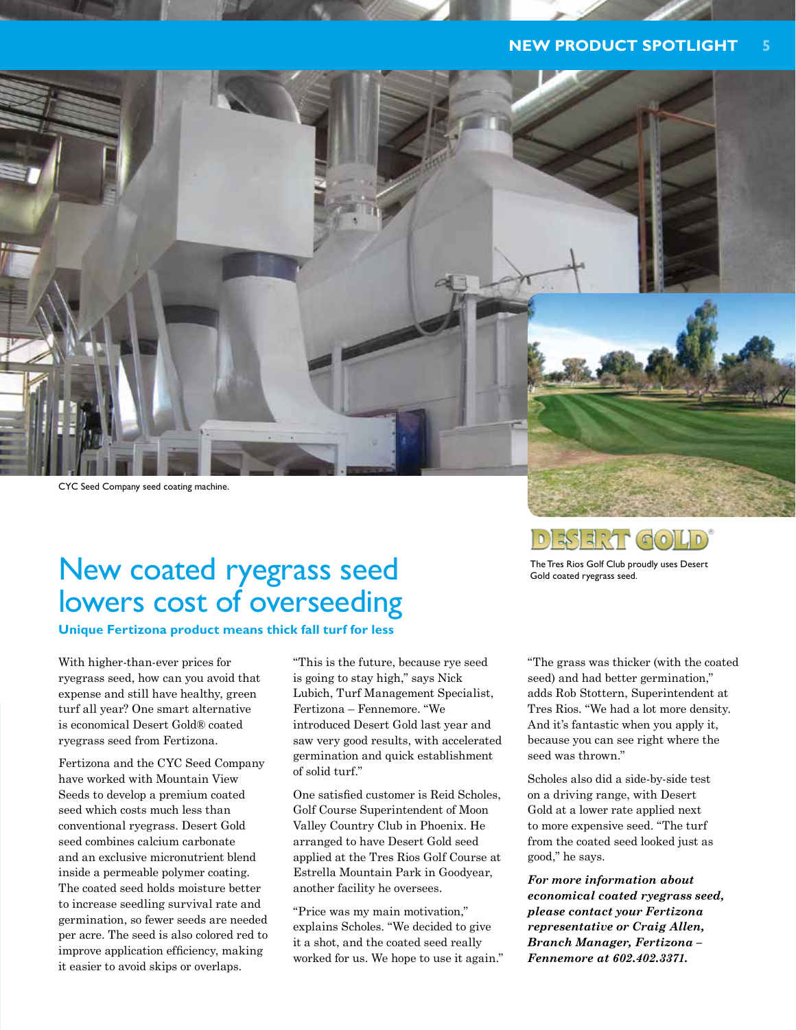CYC Seed Company seed coating machine.

DESERT GOLD®

The Tres Rios Golf Club proudly uses Desert Gold coated ryegrass seed.

# New coated ryegrass seed lowers cost of overseeding

**Unique Fertizona product means thick fall turf for less**

With higher-than-ever prices for ryegrass seed, how can you avoid that expense and still have healthy, green turf all year? One smart alternative is economical Desert Gold® coated ryegrass seed from Fertizona.

Fertizona and the CYC Seed Company have worked with Mountain View Seeds to develop a premium coated seed which costs much less than conventional ryegrass. Desert Gold seed combines calcium carbonate and an exclusive micronutrient blend inside a permeable polymer coating. The coated seed holds moisture better to increase seedling survival rate and germination, so fewer seeds are needed per acre. The seed is also colored red to improve application efficiency, making it easier to avoid skips or overlaps.

"This is the future, because rye seed is going to stay high," says Nick Lubich, Turf Management Specialist, Fertizona – Fennemore. "We introduced Desert Gold last year and saw very good results, with accelerated germination and quick establishment of solid turf."

One satisfied customer is Reid Scholes, Golf Course Superintendent of Moon Valley Country Club in Phoenix. He arranged to have Desert Gold seed applied at the Tres Rios Golf Course at Estrella Mountain Park in Goodyear, another facility he oversees.

"Price was my main motivation," explains Scholes. "We decided to give it a shot, and the coated seed really worked for us. We hope to use it again."

"The grass was thicker (with the coated seed) and had better germination," adds Rob Stottern, Superintendent at Tres Rios. "We had a lot more density. And it's fantastic when you apply it, because you can see right where the seed was thrown."

Scholes also did a side-by-side test on a driving range, with Desert Gold at a lower rate applied next to more expensive seed. "The turf from the coated seed looked just as good," he says.

***For more information about economical coated ryegrass seed, please contact your Fertizona representative or Craig Allen, Branch Manager, Fertizona – Fennemore at 602.402.3371.***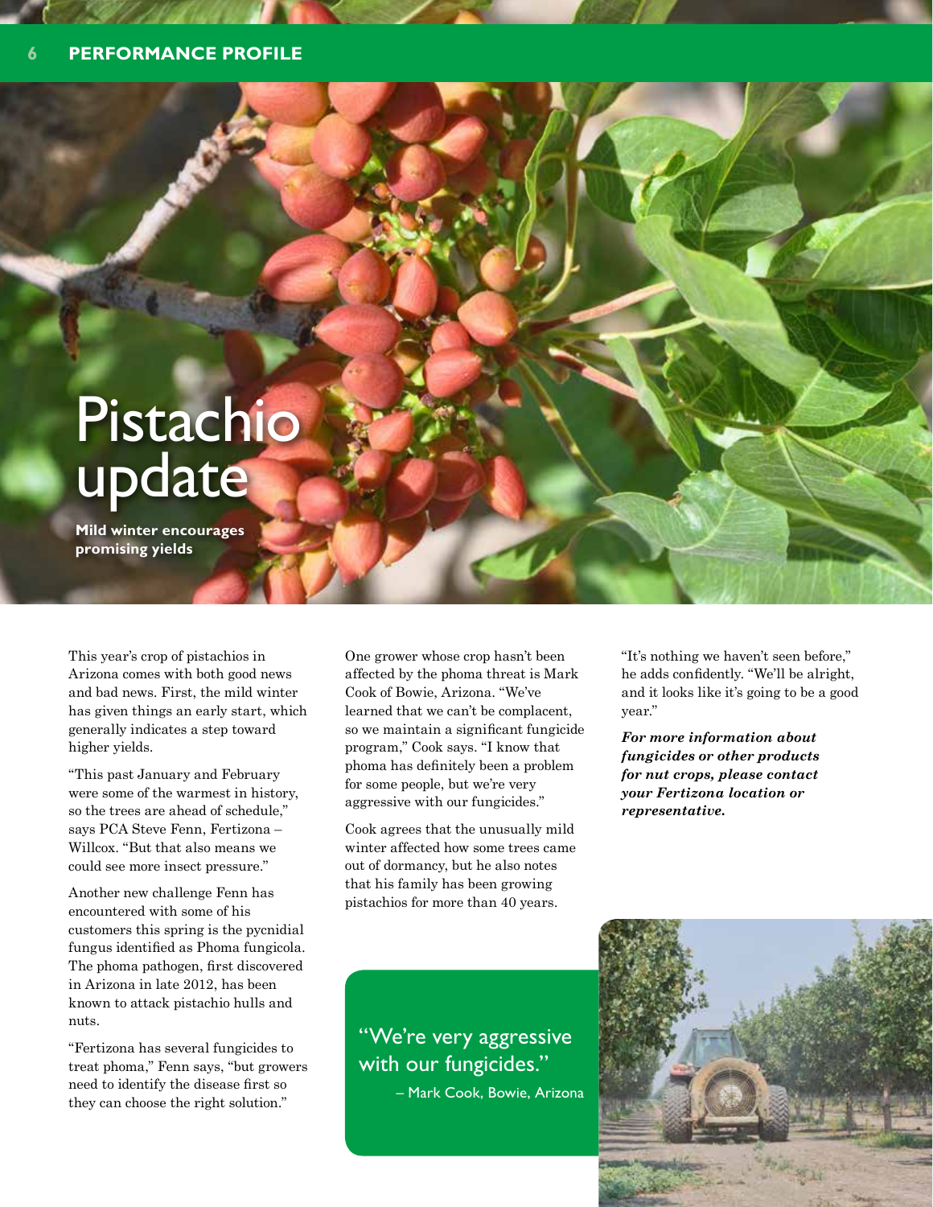# Pistachio update

**Mild winter encourages promising yields**

This year's crop of pistachios in Arizona comes with both good news and bad news. First, the mild winter has given things an early start, which generally indicates a step toward higher yields.

"This past January and February were some of the warmest in history, so the trees are ahead of schedule," says PCA Steve Fenn, Fertizona – Willcox. "But that also means we could see more insect pressure."

Another new challenge Fenn has encountered with some of his customers this spring is the pycnidial fungus identified as Phoma fungicola. The phoma pathogen, first discovered in Arizona in late 2012, has been known to attack pistachio hulls and nuts.

"Fertizona has several fungicides to treat phoma," Fenn says, "but growers need to identify the disease first so they can choose the right solution."

One grower whose crop hasn't been affected by the phoma threat is Mark Cook of Bowie, Arizona. "We've learned that we can't be complacent, so we maintain a significant fungicide program," Cook says. "I know that phoma has definitely been a problem for some people, but we're very aggressive with our fungicides."

Cook agrees that the unusually mild winter affected how some trees came out of dormancy, but he also notes that his family has been growing pistachios for more than 40 years.

"It's nothing we haven't seen before," he adds confidently. "We'll be alright, and it looks like it's going to be a good year."

***For more information about fungicides or other products for nut crops, please contact your Fertizona location or representative.***

"We're very aggressive with our fungicides."
– Mark Cook, Bowie, Arizona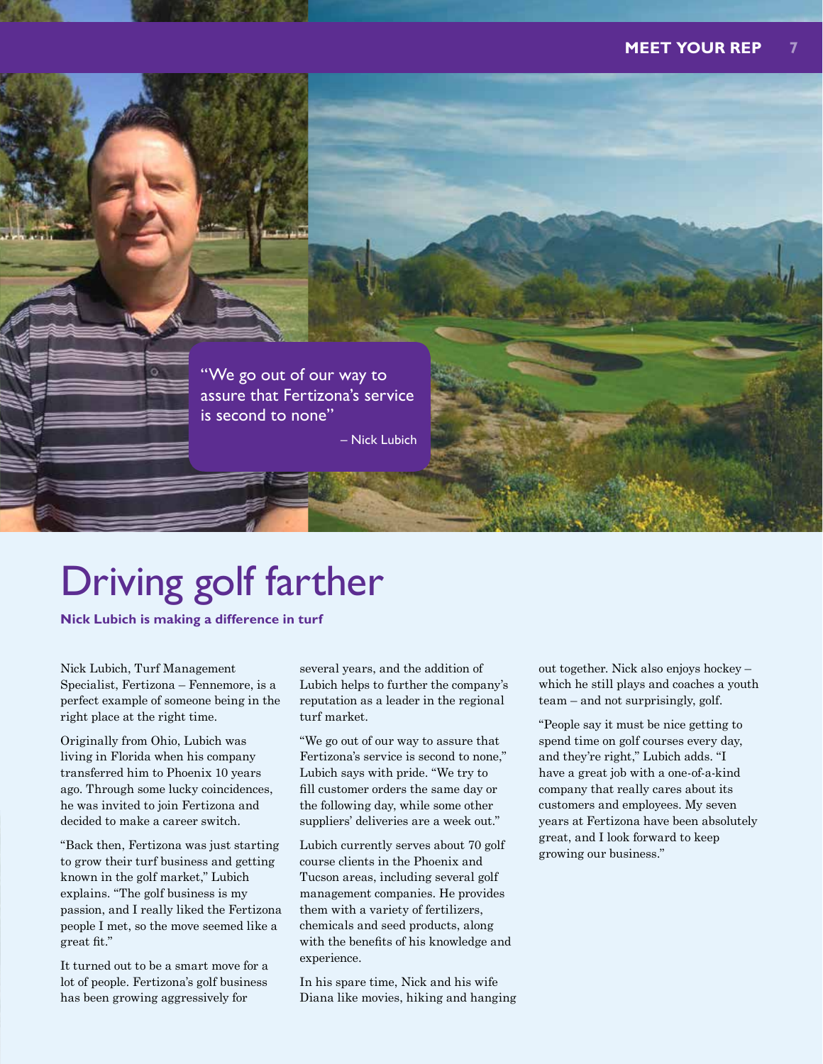"We go out of our way to assure that Fertizona's service is second to none"

– Nick Lubich

# Driving golf farther

**Nick Lubich is making a difference in turf**

Nick Lubich, Turf Management Specialist, Fertizona – Fennemore, is a perfect example of someone being in the right place at the right time.

Originally from Ohio, Lubich was living in Florida when his company transferred him to Phoenix 10 years ago. Through some lucky coincidences, he was invited to join Fertizona and decided to make a career switch.

"Back then, Fertizona was just starting to grow their turf business and getting known in the golf market," Lubich explains. "The golf business is my passion, and I really liked the Fertizona people I met, so the move seemed like a great fit."

It turned out to be a smart move for a lot of people. Fertizona's golf business has been growing aggressively for several years, and the addition of Lubich helps to further the company's reputation as a leader in the regional turf market.

"We go out of our way to assure that Fertizona's service is second to none," Lubich says with pride. "We try to fill customer orders the same day or the following day, while some other suppliers' deliveries are a week out."

Lubich currently serves about 70 golf course clients in the Phoenix and Tucson areas, including several golf management companies. He provides them with a variety of fertilizers, chemicals and seed products, along with the benefits of his knowledge and experience.

In his spare time, Nick and his wife Diana like movies, hiking and hanging out together. Nick also enjoys hockey – which he still plays and coaches a youth team – and not surprisingly, golf.

"People say it must be nice getting to spend time on golf courses every day, and they're right," Lubich adds. "I have a great job with a one-of-a-kind company that really cares about its customers and employees. My seven years at Fertizona have been absolutely great, and I look forward to keep growing our business."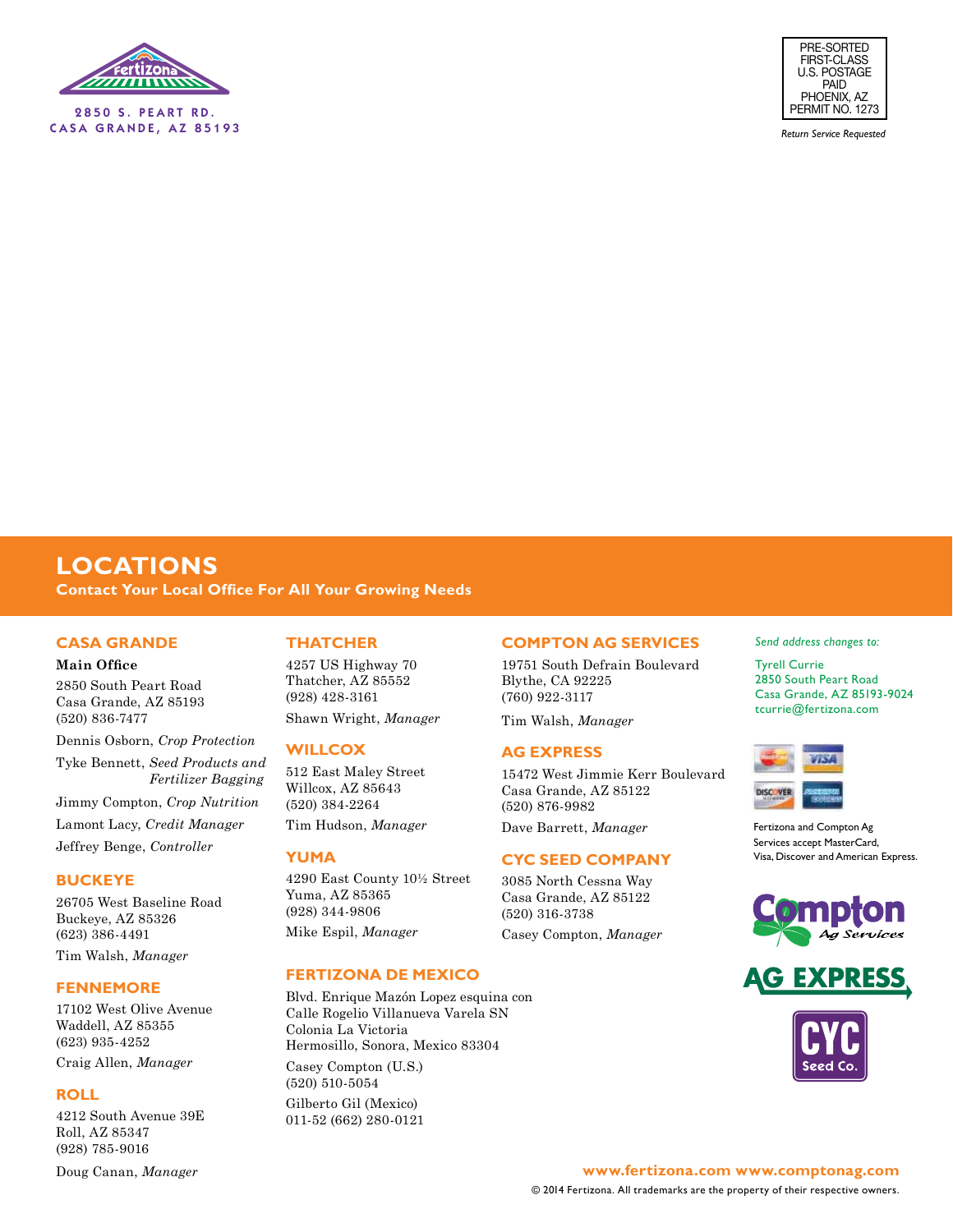Fertizona

2850 S. PEART RD.
CASA GRANDE, AZ 85193

PRE-SORTED
FIRST-CLASS
U.S. POSTAGE
PAID
PHOENIX, AZ
PERMIT NO. 1273

*Return Service Requested*

## LOCATIONS

**Contact Your Local Office For All Your Growing Needs**

### CASA GRANDE

**Main Office**
2850 South Peart Road
Casa Grande, AZ 85193
(520) 836-7477

Dennis Osborn, *Crop Protection*

Tyke Bennett, *Seed Products and Fertilizer Bagging*

Jimmy Compton, *Crop Nutrition*

Lamont Lacy, *Credit Manager*

Jeffrey Benge, *Controller*

### BUCKEYE

26705 West Baseline Road
Buckeye, AZ 85326
(623) 386-4491

Tim Walsh, *Manager*

### FENNEMORE

17102 West Olive Avenue
Waddell, AZ 85355
(623) 935-4252

Craig Allen, *Manager*

### ROLL

4212 South Avenue 39E
Roll, AZ 85347
(928) 785-9016

Doug Canan, *Manager*

### THATCHER

4257 US Highway 70
Thatcher, AZ 85552
(928) 428-3161

Shawn Wright, *Manager*

### WILLCOX

512 East Maley Street
Willcox, AZ 85643
(520) 384-2264

Tim Hudson, *Manager*

### YUMA

4290 East County 10½ Street
Yuma, AZ 85365
(928) 344-9806

Mike Espil, *Manager*

### FERTIZONA DE MEXICO

Blvd. Enrique Mazón Lopez esquina con
Calle Rogelio Villanueva Varela SN
Colonia La Victoria
Hermosillo, Sonora, Mexico 83304

Casey Compton (U.S.)
(520) 510-5054

Gilberto Gil (Mexico)
011-52 (662) 280-0121

### COMPTON AG SERVICES

19751 South Defrain Boulevard
Blythe, CA 92225
(760) 922-3117

Tim Walsh, *Manager*

### AG EXPRESS

15472 West Jimmie Kerr Boulevard
Casa Grande, AZ 85122
(520) 876-9982

Dave Barrett, *Manager*

### CYC SEED COMPANY

3085 North Cessna Way
Casa Grande, AZ 85122
(520) 316-3738

Casey Compton, *Manager*

*Send address changes to:*

Tyrell Currie
2850 South Peart Road
Casa Grande, AZ 85193-9024
tcurrie@fertizona.com

Fertizona and Compton Ag Services accept MasterCard, Visa, Discover and American Express.

Compton Ag Services

AG EXPRESS

CYC Seed Co.

www.fertizona.com www.comptonag.com

© 2014 Fertizona. All trademarks are the property of their respective owners.